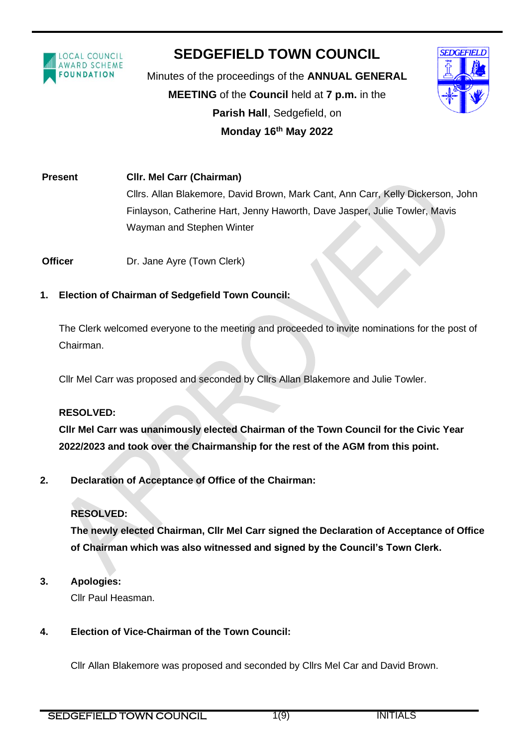# SEDGEFIELD TOWN COUNCIL

Minutes of the proceedings of the **ANNUAL GENERAL MEETING** of the **Council** held at **7 p.m.** in the **Parish Hall**, Sedgefield, on **Monday 16th May 2022**

**Present** **Cllr. Mel Carr (Chairman)**
Cllrs. Allan Blakemore, David Brown, Mark Cant, Ann Carr, Kelly Dickerson, John Finlayson, Catherine Hart, Jenny Haworth, Dave Jasper, Julie Towler, Mavis Wayman and Stephen Winter

**Officer** Dr. Jane Ayre (Town Clerk)

**1. Election of Chairman of Sedgefield Town Council:**

The Clerk welcomed everyone to the meeting and proceeded to invite nominations for the post of Chairman.

Cllr Mel Carr was proposed and seconded by Cllrs Allan Blakemore and Julie Towler.

**RESOLVED:**
**Cllr Mel Carr was unanimously elected Chairman of the Town Council for the Civic Year 2022/2023 and took over the Chairmanship for the rest of the AGM from this point.**

**2. Declaration of Acceptance of Office of the Chairman:**

**RESOLVED:**
**The newly elected Chairman, Cllr Mel Carr signed the Declaration of Acceptance of Office of Chairman which was also witnessed and signed by the Council's Town Clerk.**

**3. Apologies:**
Cllr Paul Heasman.

**4. Election of Vice-Chairman of the Town Council:**

Cllr Allan Blakemore was proposed and seconded by Cllrs Mel Car and David Brown.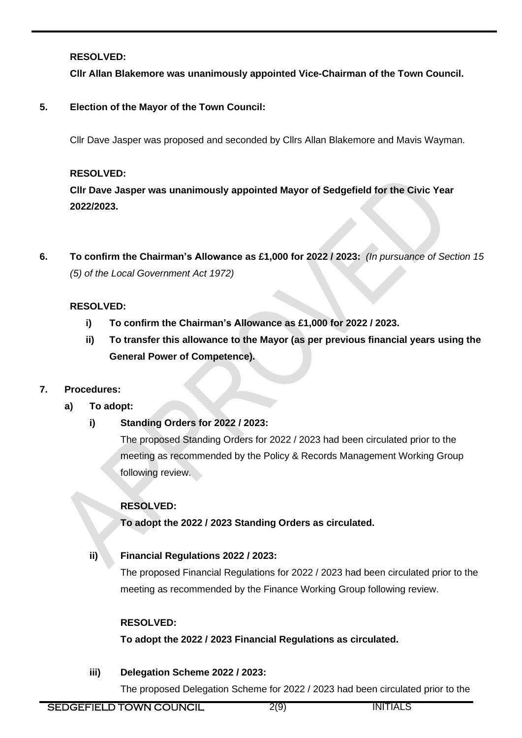**RESOLVED:**

**Cllr Allan Blakemore was unanimously appointed Vice-Chairman of the Town Council.**

**5. Election of the Mayor of the Town Council:**

Cllr Dave Jasper was proposed and seconded by Cllrs Allan Blakemore and Mavis Wayman.

**RESOLVED:**

**Cllr Dave Jasper was unanimously appointed Mayor of Sedgefield for the Civic Year 2022/2023.**

**6. To confirm the Chairman's Allowance as £1,000 for 2022 / 2023:** *(In pursuance of Section 15 (5) of the Local Government Act 1972)*

**RESOLVED:**

- **i) To confirm the Chairman's Allowance as £1,000 for 2022 / 2023.**
- **ii) To transfer this allowance to the Mayor (as per previous financial years using the General Power of Competence).**

**7. Procedures:**

**a) To adopt:**

**i) Standing Orders for 2022 / 2023:**

The proposed Standing Orders for 2022 / 2023 had been circulated prior to the meeting as recommended by the Policy & Records Management Working Group following review.

**RESOLVED:**

**To adopt the 2022 / 2023 Standing Orders as circulated.**

**ii) Financial Regulations 2022 / 2023:**

The proposed Financial Regulations for 2022 / 2023 had been circulated prior to the meeting as recommended by the Finance Working Group following review.

**RESOLVED:**

**To adopt the 2022 / 2023 Financial Regulations as circulated.**

**iii) Delegation Scheme 2022 / 2023:**

The proposed Delegation Scheme for 2022 / 2023 had been circulated prior to the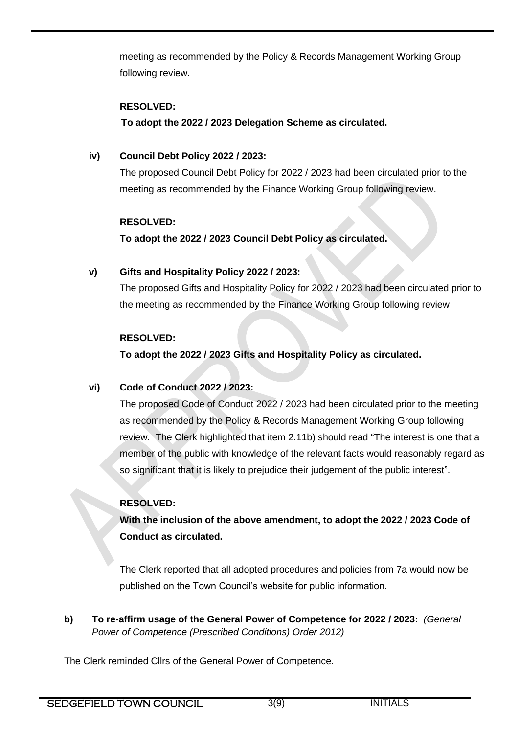meeting as recommended by the Policy & Records Management Working Group following review.

**RESOLVED:**
**To adopt the 2022 / 2023 Delegation Scheme as circulated.**

**iv) Council Debt Policy 2022 / 2023:**
The proposed Council Debt Policy for 2022 / 2023 had been circulated prior to the meeting as recommended by the Finance Working Group following review.

**RESOLVED:**
**To adopt the 2022 / 2023 Council Debt Policy as circulated.**

**v) Gifts and Hospitality Policy 2022 / 2023:**
The proposed Gifts and Hospitality Policy for 2022 / 2023 had been circulated prior to the meeting as recommended by the Finance Working Group following review.

**RESOLVED:**
**To adopt the 2022 / 2023 Gifts and Hospitality Policy as circulated.**

**vi) Code of Conduct 2022 / 2023:**
The proposed Code of Conduct 2022 / 2023 had been circulated prior to the meeting as recommended by the Policy & Records Management Working Group following review. The Clerk highlighted that item 2.11b) should read "The interest is one that a member of the public with knowledge of the relevant facts would reasonably regard as so significant that it is likely to prejudice their judgement of the public interest".

**RESOLVED:**
**With the inclusion of the above amendment, to adopt the 2022 / 2023 Code of Conduct as circulated.**

The Clerk reported that all adopted procedures and policies from 7a would now be published on the Town Council's website for public information.

**b) To re-affirm usage of the General Power of Competence for 2022 / 2023:** *(General Power of Competence (Prescribed Conditions) Order 2012)*

The Clerk reminded Cllrs of the General Power of Competence.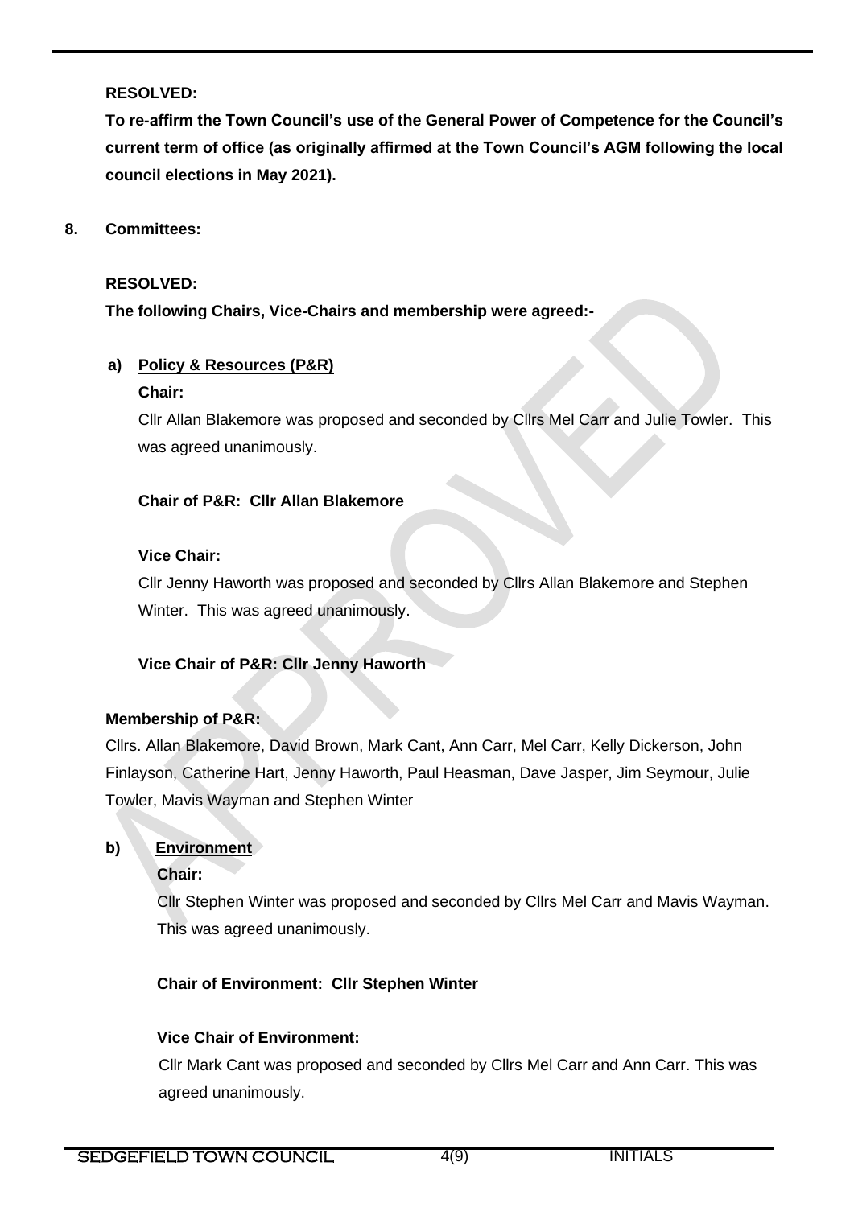**RESOLVED:**

**To re-affirm the Town Council's use of the General Power of Competence for the Council's current term of office (as originally affirmed at the Town Council's AGM following the local council elections in May 2021).**

**8. Committees:**

**RESOLVED:**

**The following Chairs, Vice-Chairs and membership were agreed:-**

**a) Policy & Resources (P&R)**

**Chair:**

Cllr Allan Blakemore was proposed and seconded by Cllrs Mel Carr and Julie Towler. This was agreed unanimously.

**Chair of P&R: Cllr Allan Blakemore**

**Vice Chair:**

Cllr Jenny Haworth was proposed and seconded by Cllrs Allan Blakemore and Stephen Winter. This was agreed unanimously.

**Vice Chair of P&R: Cllr Jenny Haworth**

**Membership of P&R:**

Cllrs. Allan Blakemore, David Brown, Mark Cant, Ann Carr, Mel Carr, Kelly Dickerson, John Finlayson, Catherine Hart, Jenny Haworth, Paul Heasman, Dave Jasper, Jim Seymour, Julie Towler, Mavis Wayman and Stephen Winter

**b) Environment**

**Chair:**

Cllr Stephen Winter was proposed and seconded by Cllrs Mel Carr and Mavis Wayman. This was agreed unanimously.

**Chair of Environment: Cllr Stephen Winter**

**Vice Chair of Environment:**

Cllr Mark Cant was proposed and seconded by Cllrs Mel Carr and Ann Carr. This was agreed unanimously.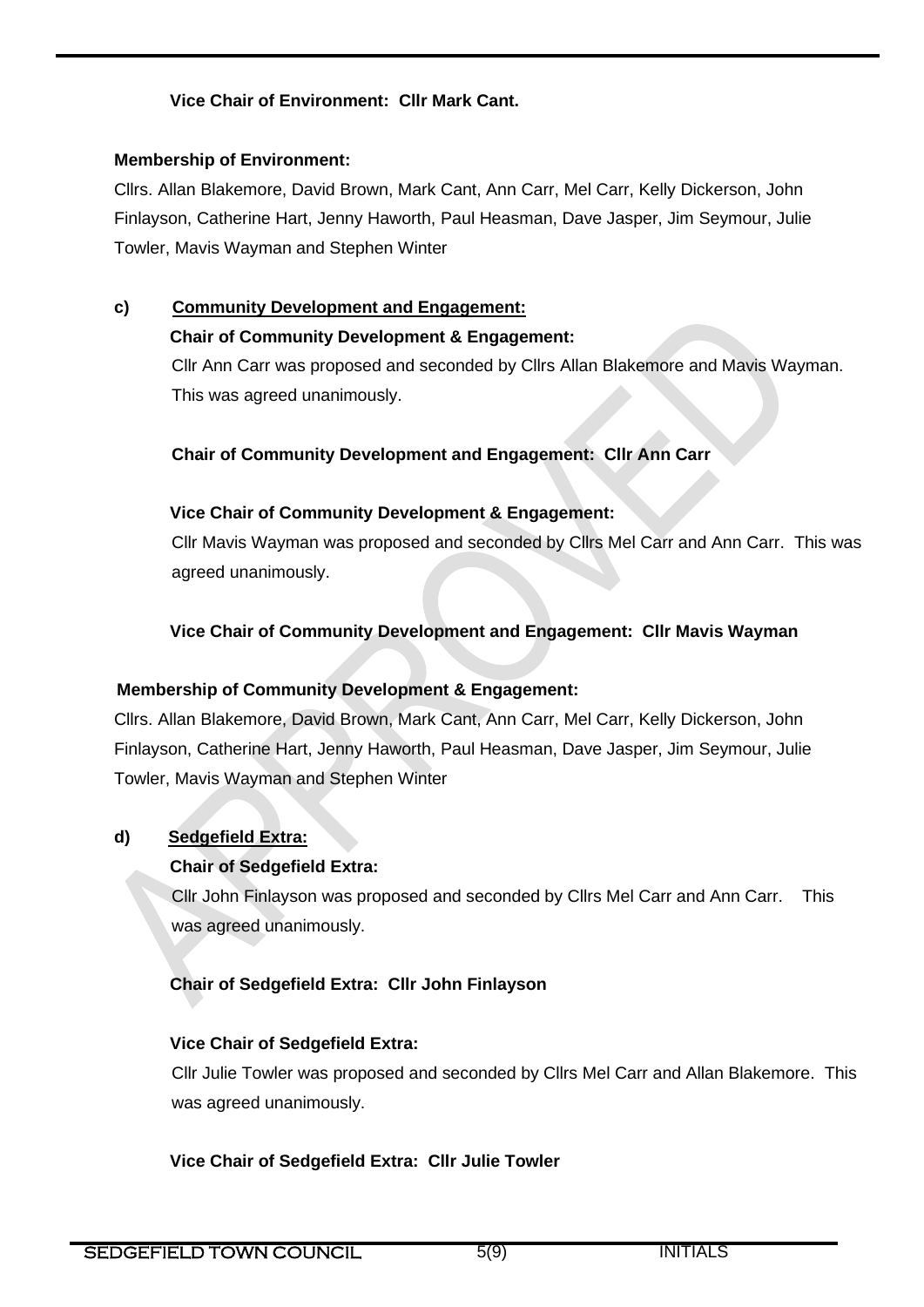**Vice Chair of Environment: Cllr Mark Cant.**

**Membership of Environment:**

Cllrs. Allan Blakemore, David Brown, Mark Cant, Ann Carr, Mel Carr, Kelly Dickerson, John Finlayson, Catherine Hart, Jenny Haworth, Paul Heasman, Dave Jasper, Jim Seymour, Julie Towler, Mavis Wayman and Stephen Winter

**c) Community Development and Engagement:**

**Chair of Community Development & Engagement:**

Cllr Ann Carr was proposed and seconded by Cllrs Allan Blakemore and Mavis Wayman. This was agreed unanimously.

**Chair of Community Development and Engagement: Cllr Ann Carr**

**Vice Chair of Community Development & Engagement:**

Cllr Mavis Wayman was proposed and seconded by Cllrs Mel Carr and Ann Carr. This was agreed unanimously.

**Vice Chair of Community Development and Engagement: Cllr Mavis Wayman**

**Membership of Community Development & Engagement:**

Cllrs. Allan Blakemore, David Brown, Mark Cant, Ann Carr, Mel Carr, Kelly Dickerson, John Finlayson, Catherine Hart, Jenny Haworth, Paul Heasman, Dave Jasper, Jim Seymour, Julie Towler, Mavis Wayman and Stephen Winter

**d) Sedgefield Extra:**

**Chair of Sedgefield Extra:**

Cllr John Finlayson was proposed and seconded by Cllrs Mel Carr and Ann Carr. This was agreed unanimously.

**Chair of Sedgefield Extra: Cllr John Finlayson**

**Vice Chair of Sedgefield Extra:**

Cllr Julie Towler was proposed and seconded by Cllrs Mel Carr and Allan Blakemore. This was agreed unanimously.

**Vice Chair of Sedgefield Extra: Cllr Julie Towler**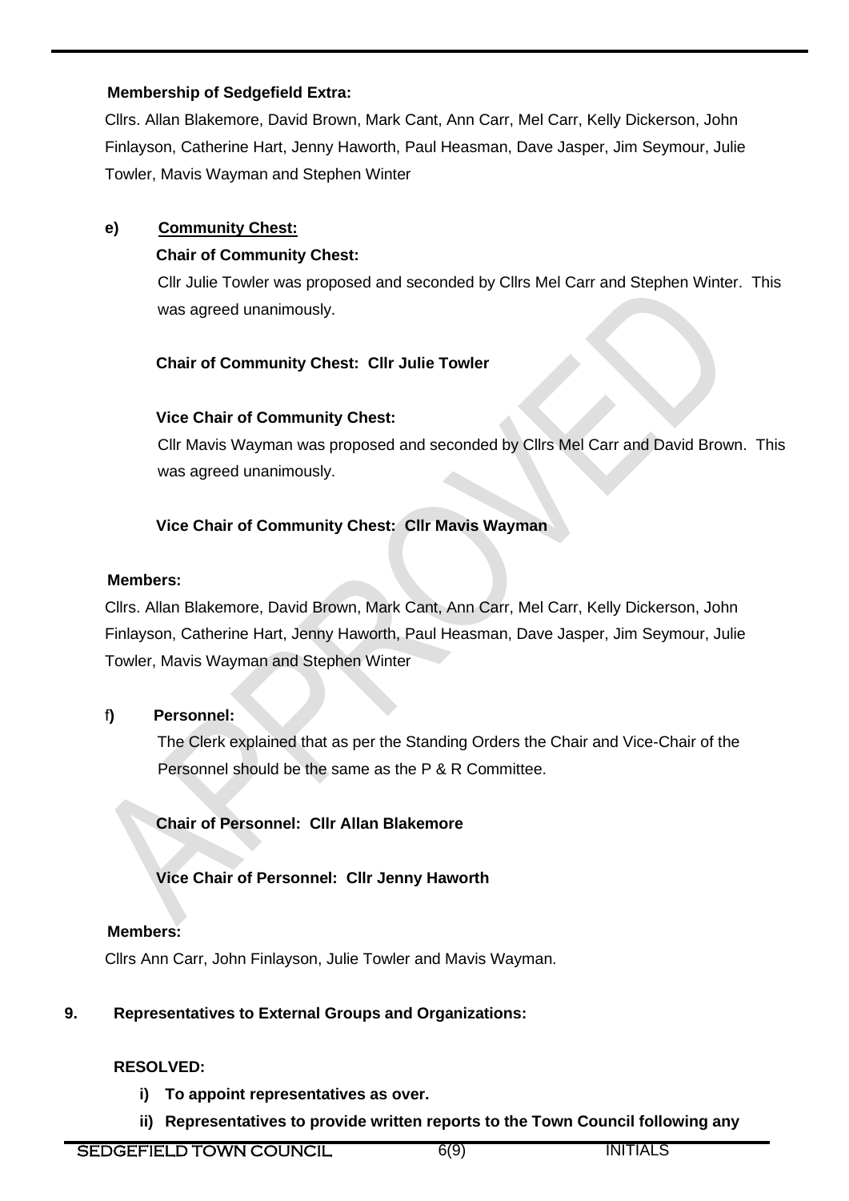**Membership of Sedgefield Extra:**

Cllrs. Allan Blakemore, David Brown, Mark Cant, Ann Carr, Mel Carr, Kelly Dickerson, John Finlayson, Catherine Hart, Jenny Haworth, Paul Heasman, Dave Jasper, Jim Seymour, Julie Towler, Mavis Wayman and Stephen Winter

**e) Community Chest:**

**Chair of Community Chest:**

Cllr Julie Towler was proposed and seconded by Cllrs Mel Carr and Stephen Winter. This was agreed unanimously.

**Chair of Community Chest: Cllr Julie Towler**

**Vice Chair of Community Chest:**

Cllr Mavis Wayman was proposed and seconded by Cllrs Mel Carr and David Brown. This was agreed unanimously.

**Vice Chair of Community Chest: Cllr Mavis Wayman**

**Members:**

Cllrs. Allan Blakemore, David Brown, Mark Cant, Ann Carr, Mel Carr, Kelly Dickerson, John Finlayson, Catherine Hart, Jenny Haworth, Paul Heasman, Dave Jasper, Jim Seymour, Julie Towler, Mavis Wayman and Stephen Winter

**f) Personnel:**

The Clerk explained that as per the Standing Orders the Chair and Vice-Chair of the Personnel should be the same as the P & R Committee.

**Chair of Personnel: Cllr Allan Blakemore**

**Vice Chair of Personnel: Cllr Jenny Haworth**

**Members:**

Cllrs Ann Carr, John Finlayson, Julie Towler and Mavis Wayman.

**9. Representatives to External Groups and Organizations:**

**RESOLVED:**

i) **To appoint representatives as over.**
ii) **Representatives to provide written reports to the Town Council following any**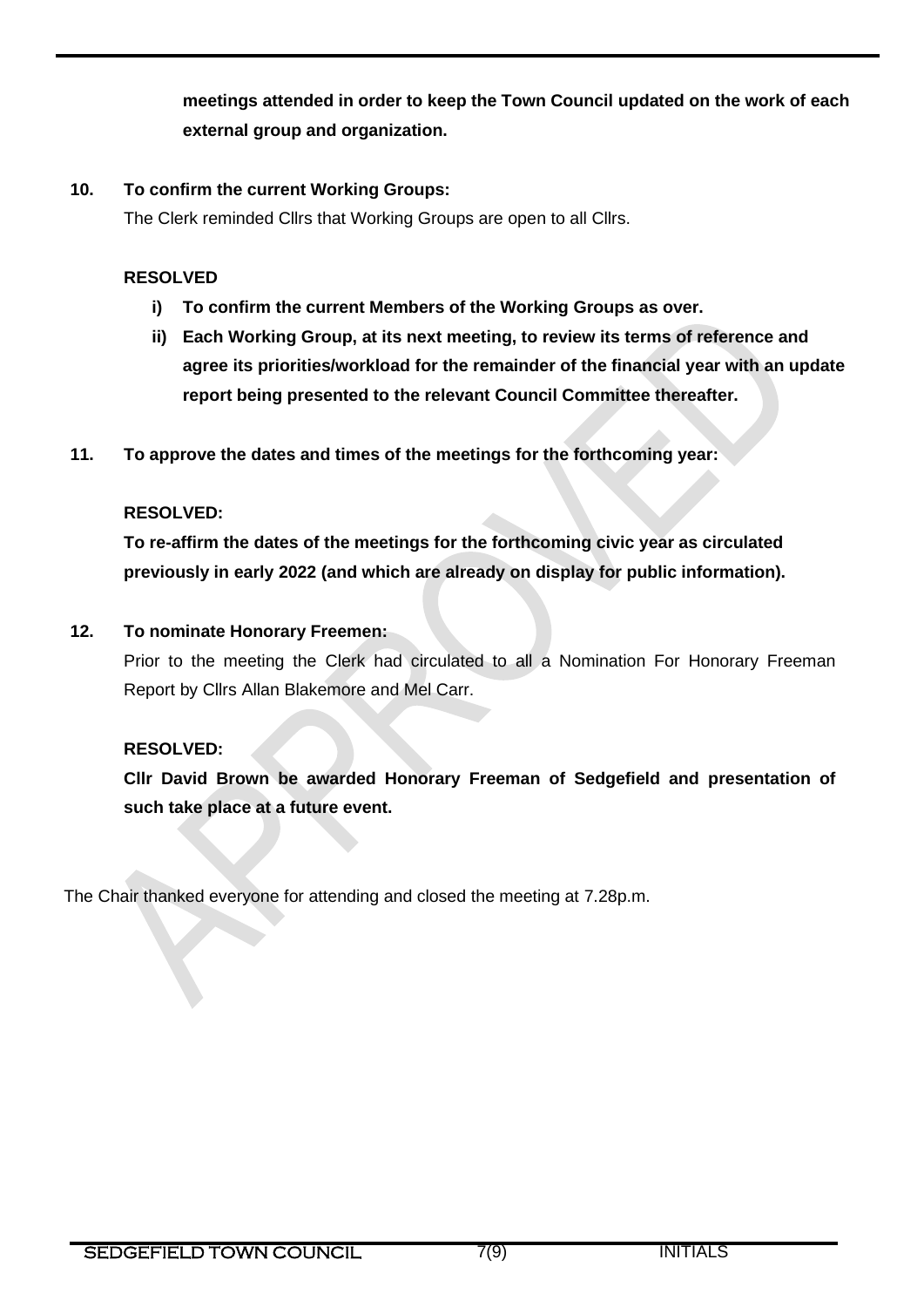**meetings attended in order to keep the Town Council updated on the work of each external group and organization.**

**10. To confirm the current Working Groups:**

The Clerk reminded Cllrs that Working Groups are open to all Cllrs.

**RESOLVED**

i) **To confirm the current Members of the Working Groups as over.**

ii) **Each Working Group, at its next meeting, to review its terms of reference and agree its priorities/workload for the remainder of the financial year with an update report being presented to the relevant Council Committee thereafter.**

**11. To approve the dates and times of the meetings for the forthcoming year:**

**RESOLVED:**

**To re-affirm the dates of the meetings for the forthcoming civic year as circulated previously in early 2022 (and which are already on display for public information).**

**12. To nominate Honorary Freemen:**

Prior to the meeting the Clerk had circulated to all a Nomination For Honorary Freeman Report by Cllrs Allan Blakemore and Mel Carr.

**RESOLVED:**

**Cllr David Brown be awarded Honorary Freeman of Sedgefield and presentation of such take place at a future event.**

The Chair thanked everyone for attending and closed the meeting at 7.28p.m.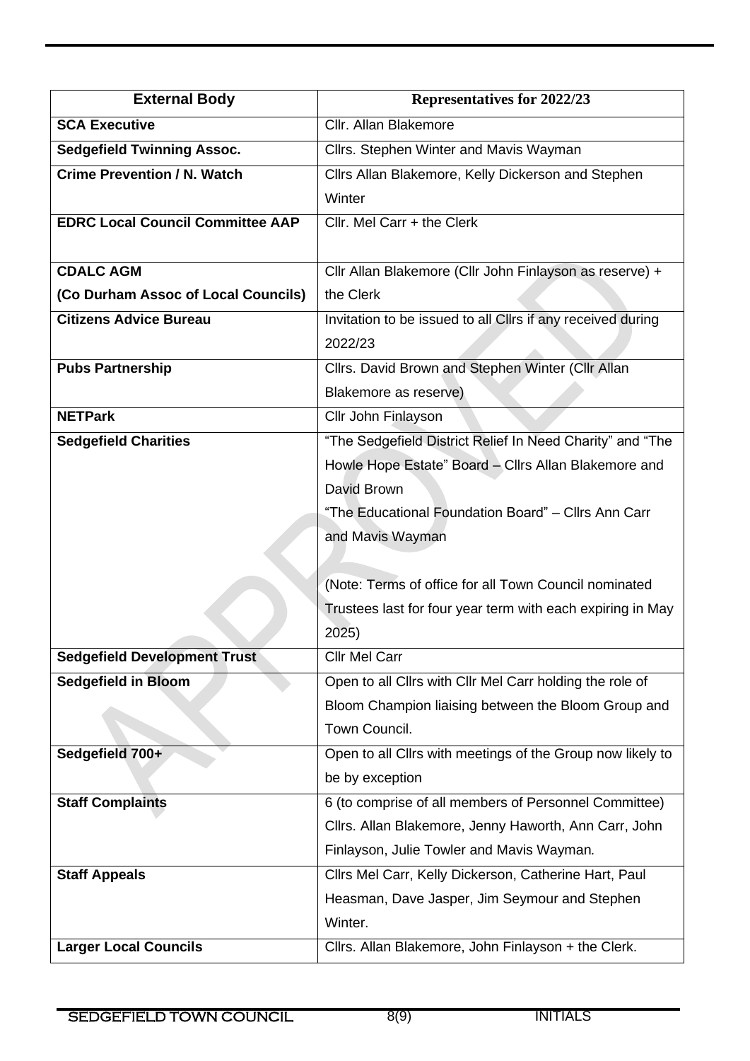| External Body | Representatives for 2022/23 |
|---|---|
| **SCA Executive** | Cllr. Allan Blakemore |
| **Sedgefield Twinning Assoc.** | Cllrs. Stephen Winter and Mavis Wayman |
| **Crime Prevention / N. Watch** | Cllrs Allan Blakemore, Kelly Dickerson and Stephen Winter |
| **EDRC Local Council Committee AAP** | Cllr. Mel Carr + the Clerk |
| **CDALC AGM (Co Durham Assoc of Local Councils)** | Cllr Allan Blakemore (Cllr John Finlayson as reserve) + the Clerk |
| **Citizens Advice Bureau** | Invitation to be issued to all Cllrs if any received during 2022/23 |
| **Pubs Partnership** | Cllrs. David Brown and Stephen Winter (Cllr Allan Blakemore as reserve) |
| **NETPark** | Cllr John Finlayson |
| **Sedgefield Charities** | "The Sedgefield District Relief In Need Charity" and "The Howle Hope Estate" Board – Cllrs Allan Blakemore and David Brown<br>"The Educational Foundation Board" – Cllrs Ann Carr and Mavis Wayman<br><br>(Note: Terms of office for all Town Council nominated Trustees last for four year term with each expiring in May 2025) |
| **Sedgefield Development Trust** | Cllr Mel Carr |
| **Sedgefield in Bloom** | Open to all Cllrs with Cllr Mel Carr holding the role of Bloom Champion liaising between the Bloom Group and Town Council. |
| **Sedgefield 700+** | Open to all Cllrs with meetings of the Group now likely to be by exception |
| **Staff Complaints** | 6 (to comprise of all members of Personnel Committee) Cllrs. Allan Blakemore, Jenny Haworth, Ann Carr, John Finlayson, Julie Towler and Mavis Wayman. |
| **Staff Appeals** | Cllrs Mel Carr, Kelly Dickerson, Catherine Hart, Paul Heasman, Dave Jasper, Jim Seymour and Stephen Winter. |
| **Larger Local Councils** | Cllrs. Allan Blakemore, John Finlayson + the Clerk. |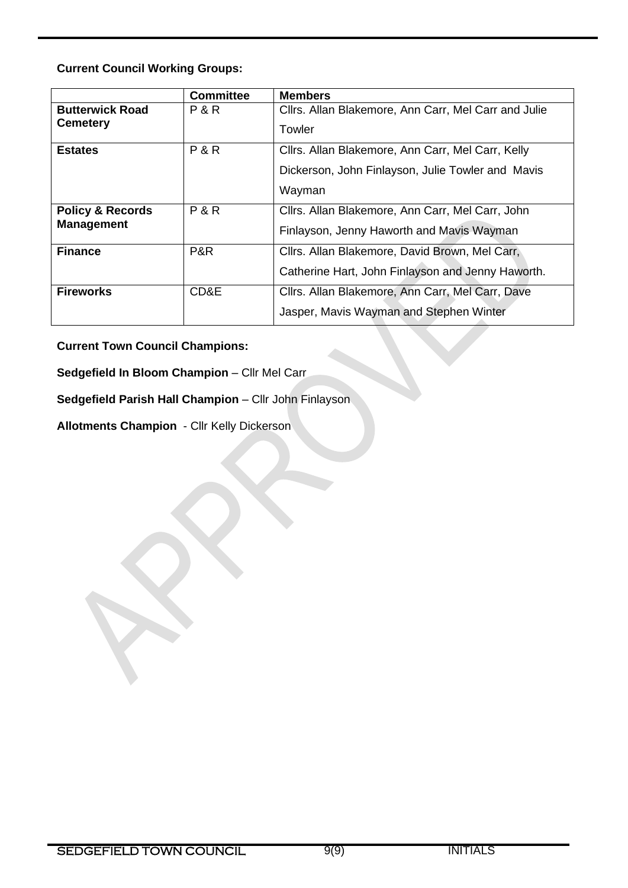**Current Council Working Groups:**

| | Committee | Members |
|---|---|---|
| **Butterwick Road Cemetery** | P & R | Cllrs. Allan Blakemore, Ann Carr, Mel Carr and Julie Towler |
| **Estates** | P & R | Cllrs. Allan Blakemore, Ann Carr, Mel Carr, Kelly Dickerson, John Finlayson, Julie Towler and Mavis Wayman |
| **Policy & Records Management** | P & R | Cllrs. Allan Blakemore, Ann Carr, Mel Carr, John Finlayson, Jenny Haworth and Mavis Wayman |
| **Finance** | P&R | Cllrs. Allan Blakemore, David Brown, Mel Carr, Catherine Hart, John Finlayson and Jenny Haworth. |
| **Fireworks** | CD&E | Cllrs. Allan Blakemore, Ann Carr, Mel Carr, Dave Jasper, Mavis Wayman and Stephen Winter |

**Current Town Council Champions:**

**Sedgefield In Bloom Champion** – Cllr Mel Carr

**Sedgefield Parish Hall Champion** – Cllr John Finlayson

**Allotments Champion** - Cllr Kelly Dickerson

APPROVED